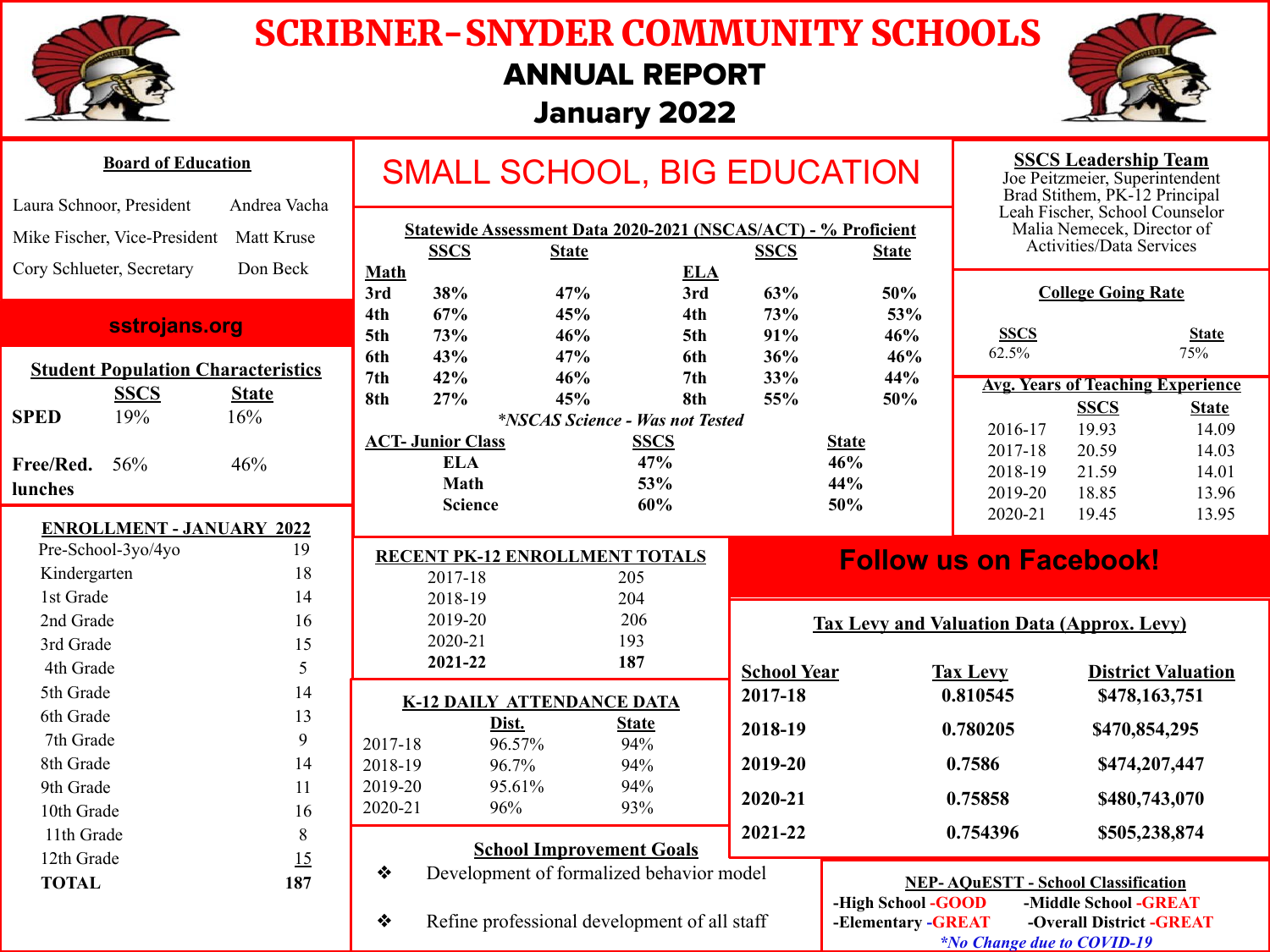# SCRIBNER-SNYDER COMMUNITY SCHOOLS

## ANNUAL REPORT

## January 2022

### Board of Education

| | |
|---|---|
| Laura Schnoor, President | Andrea Vacha |
| Mike Fischer, Vice-President | Matt Kruse |
| Cory Schlueter, Secretary | Don Beck |

**sstrojans.org**

### Student Population Characteristics

| | SSCS | State |
|---|---|---|
| **SPED** | 19% | 16% |
| **Free/Red. lunches** | 56% | 46% |

### ENROLLMENT - JANUARY 2022

| Grade | Count |
|---|---|
| Pre-School-3yo/4yo | 19 |
| Kindergarten | 18 |
| 1st Grade | 14 |
| 2nd Grade | 16 |
| 3rd Grade | 15 |
| 4th Grade | 5 |
| 5th Grade | 14 |
| 6th Grade | 13 |
| 7th Grade | 9 |
| 8th Grade | 14 |
| 9th Grade | 11 |
| 10th Grade | 16 |
| 11th Grade | 8 |
| 12th Grade | 15 |
| **TOTAL** | **187** |

# SMALL SCHOOL, BIG EDUCATION

### Statewide Assessment Data 2020-2021 (NSCAS/ACT) - % Proficient

| Math | SSCS | State | ELA | SSCS | State |
|---|---|---|---|---|---|
| **3rd** | **38%** | **47%** | **3rd** | **63%** | **50%** |
| **4th** | **67%** | **45%** | **4th** | **73%** | **53%** |
| **5th** | **73%** | **46%** | **5th** | **91%** | **46%** |
| **6th** | **43%** | **47%** | **6th** | **36%** | **46%** |
| **7th** | **42%** | **46%** | **7th** | **33%** | **44%** |
| **8th** | **27%** | **45%** | **8th** | **55%** | **50%** |

***NSCAS Science - Was not Tested***

| ACT- Junior Class | SSCS | State |
|---|---|---|
| **ELA** | **47%** | **46%** |
| **Math** | **53%** | **44%** |
| **Science** | **60%** | **50%** |

### SSCS Leadership Team

Joe Peitzmeier, Superintendent
Brad Stithem, PK-12 Principal
Leah Fischer, School Counselor
Malia Nemecek, Director of Activities/Data Services

### College Going Rate

| SSCS | State |
|---|---|
| 62.5% | 75% |

### Avg. Years of Teaching Experience

| | SSCS | State |
|---|---|---|
| 2016-17 | 19.93 | 14.09 |
| 2017-18 | 20.59 | 14.03 |
| 2018-19 | 21.59 | 14.01 |
| 2019-20 | 18.85 | 13.96 |
| 2020-21 | 19.45 | 13.95 |

### RECENT PK-12 ENROLLMENT TOTALS

| Year | Total |
|---|---|
| 2017-18 | 205 |
| 2018-19 | 204 |
| 2019-20 | 206 |
| 2020-21 | 193 |
| **2021-22** | **187** |

### K-12 DAILY ATTENDANCE DATA

| | Dist. | State |
|---|---|---|
| 2017-18 | 96.57% | 94% |
| 2018-19 | 96.7% | 94% |
| 2019-20 | 95.61% | 94% |
| 2020-21 | 96% | 93% |

**Follow us on Facebook!**

### Tax Levy and Valuation Data (Approx. Levy)

| School Year | Tax Levy | District Valuation |
|---|---|---|
| **2017-18** | **0.810545** | **$478,163,751** |
| **2018-19** | **0.780205** | **$470,854,295** |
| **2019-20** | **0.7586** | **$474,207,447** |
| **2020-21** | **0.75858** | **$480,743,070** |
| **2021-22** | **0.754396** | **$505,238,874** |

### School Improvement Goals

- Development of formalized behavior model
- Refine professional development of all staff

### NEP- AQuESTT - School Classification

**-High School -GOOD**
**-Middle School -GREAT**
**-Elementary -GREAT**
**-Overall District -GREAT**

***No Change due to COVID-19**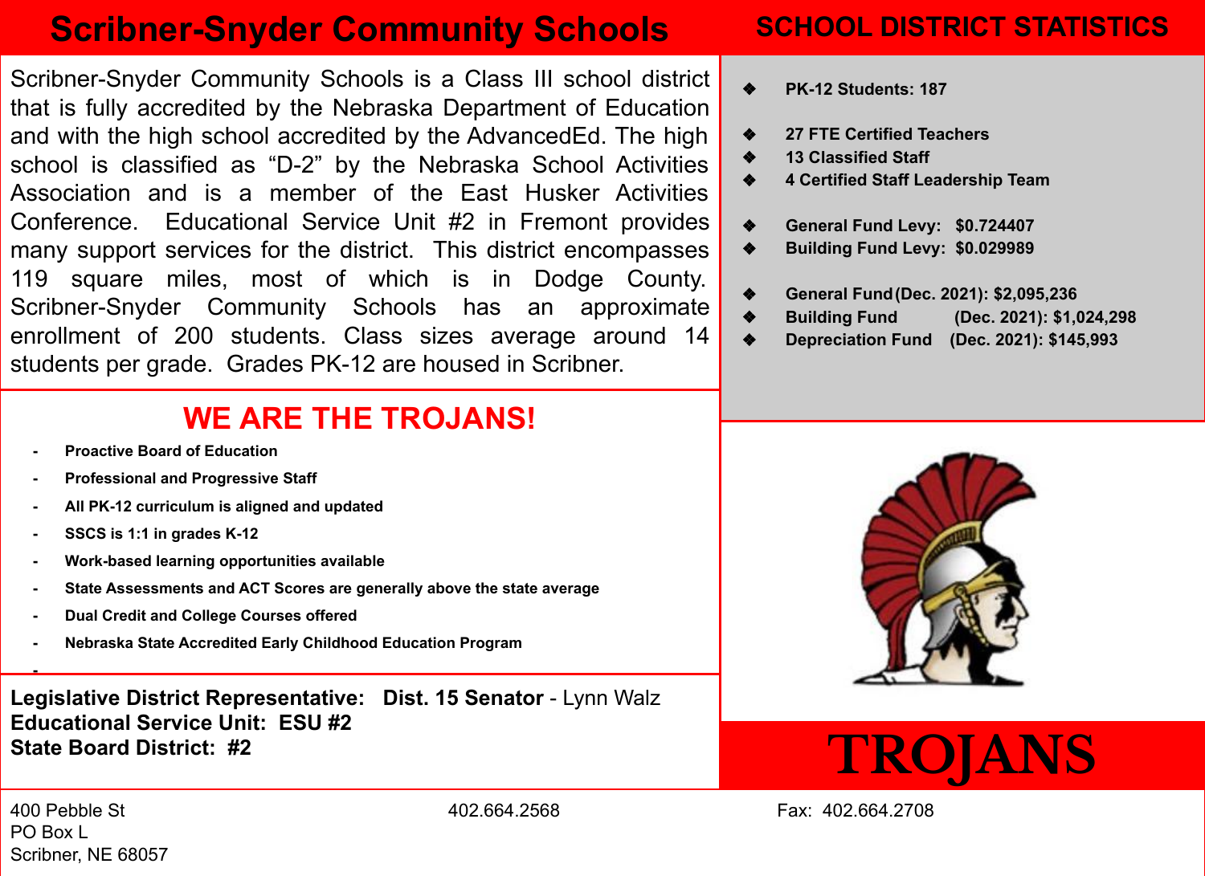# Scribner-Snyder Community Schools

Scribner-Snyder Community Schools is a Class III school district that is fully accredited by the Nebraska Department of Education and with the high school accredited by the AdvancedEd. The high school is classified as “D-2” by the Nebraska School Activities Association and is a member of the East Husker Activities Conference. Educational Service Unit #2 in Fremont provides many support services for the district. This district encompasses 119 square miles, most of which is in Dodge County. Scribner-Snyder Community Schools has an approximate enrollment of 200 students. Class sizes average around 14 students per grade. Grades PK-12 are housed in Scribner.

## WE ARE THE TROJANS!

- **Proactive Board of Education**
- **Professional and Progressive Staff**
- **All PK-12 curriculum is aligned and updated**
- **SSCS is 1:1 in grades K-12**
- **Work-based learning opportunities available**
- **State Assessments and ACT Scores are generally above the state average**
- **Dual Credit and College Courses offered**
- **Nebraska State Accredited Early Childhood Education Program**

**Legislative District Representative: Dist. 15 Senator** - Lynn Walz
**Educational Service Unit: ESU #2**
**State Board District: #2**

## SCHOOL DISTRICT STATISTICS

- **PK-12 Students: 187**

- **27 FTE Certified Teachers**
- **13 Classified Staff**
- **4 Certified Staff Leadership Team**

- **General Fund Levy: $0.724407**
- **Building Fund Levy: $0.029989**

- **General Fund (Dec. 2021): $2,095,236**
- **Building Fund (Dec. 2021): $1,024,298**
- **Depreciation Fund (Dec. 2021): $145,993**

**TROJANS**

400 Pebble St
PO Box L
Scribner, NE 68057

402.664.2568

Fax: 402.664.2708